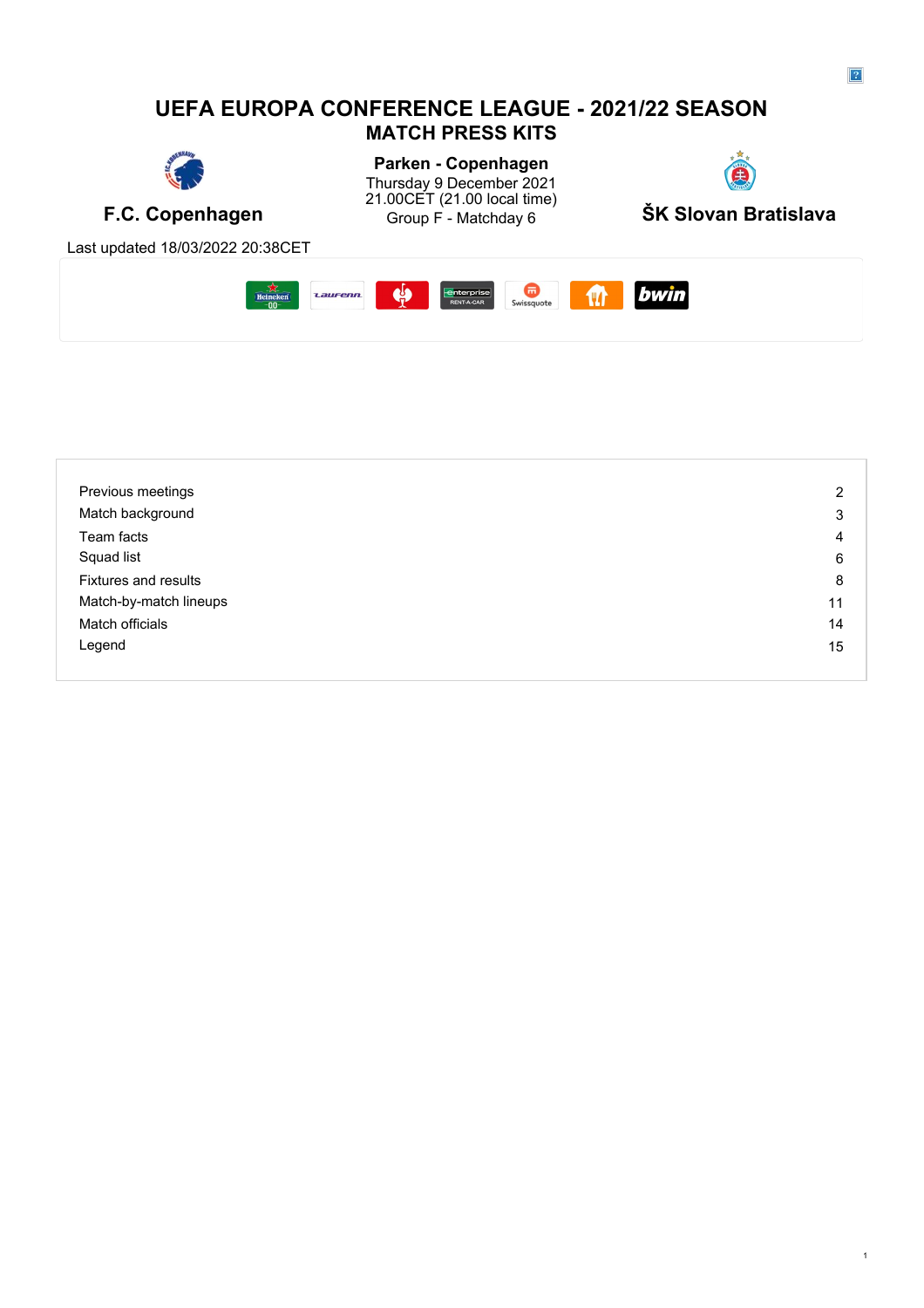# UEFA EUROPA CONFERENCE LEAGUE - 2021/22 SEASON

## MATCH PRESS KITS

**Parken - Copenhagen**
Thursday 9 December 2021
21.00CET (21.00 local time)
Group F - Matchday 6

**F.C. Copenhagen** | **ŠK Slovan Bratislava**

Last updated 18/03/2022 20:38CET

| | |
|---|---|
| Previous meetings | 2 |
| Match background | 3 |
| Team facts | 4 |
| Squad list | 6 |
| Fixtures and results | 8 |
| Match-by-match lineups | 11 |
| Match officials | 14 |
| Legend | 15 |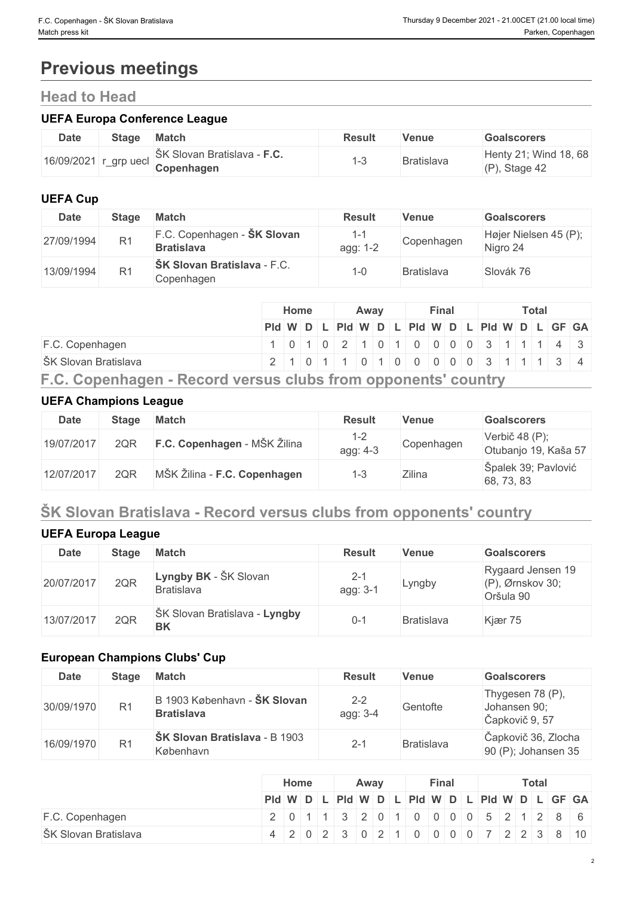# Previous meetings

## Head to Head

### UEFA Europa Conference League

| Date | Stage | Match | Result | Venue | Goalscorers |
|---|---|---|---|---|---|
| 16/09/2021 | r_grp uecl | ŠK Slovan Bratislava - **F.C. Copenhagen** | 1-3 | Bratislava | Henty 21; Wind 18, 68 (P), Stage 42 |

### UEFA Cup

| Date | Stage | Match | Result | Venue | Goalscorers |
|---|---|---|---|---|---|
| 27/09/1994 | R1 | F.C. Copenhagen - **ŠK Slovan Bratislava** | 1-1 agg: 1-2 | Copenhagen | Højer Nielsen 45 (P); Nigro 24 |
| 13/09/1994 | R1 | **ŠK Slovan Bratislava** - F.C. Copenhagen | 1-0 | Bratislava | Slovák 76 |

| | Home | | | | Away | | | | Final | | | | Total | | | | | |
|---|---|---|---|---|---|---|---|---|---|---|---|---|---|---|---|---|---|---|
| | Pld | W | D | L | Pld | W | D | L | Pld | W | D | L | Pld | W | D | L | GF | GA |
| F.C. Copenhagen | 1 | 0 | 1 | 0 | 2 | 1 | 0 | 1 | 0 | 0 | 0 | 0 | 3 | 1 | 1 | 1 | 4 | 3 |
| ŠK Slovan Bratislava | 2 | 1 | 0 | 1 | 1 | 0 | 1 | 0 | 0 | 0 | 0 | 0 | 3 | 1 | 1 | 1 | 3 | 4 |

## F.C. Copenhagen - Record versus clubs from opponents' country

### UEFA Champions League

| Date | Stage | Match | Result | Venue | Goalscorers |
|---|---|---|---|---|---|
| 19/07/2017 | 2QR | **F.C. Copenhagen** - MŠK Žilina | 1-2 agg: 4-3 | Copenhagen | Verbič 48 (P); Otubanjo 19, Kaša 57 |
| 12/07/2017 | 2QR | MŠK Žilina - **F.C. Copenhagen** | 1-3 | Zilina | Špalek 39; Pavlović 68, 73, 83 |

## ŠK Slovan Bratislava - Record versus clubs from opponents' country

### UEFA Europa League

| Date | Stage | Match | Result | Venue | Goalscorers |
|---|---|---|---|---|---|
| 20/07/2017 | 2QR | **Lyngby BK** - ŠK Slovan Bratislava | 2-1 agg: 3-1 | Lyngby | Rygaard Jensen 19 (P), Ørnskov 30; Oršula 90 |
| 13/07/2017 | 2QR | ŠK Slovan Bratislava - **Lyngby BK** | 0-1 | Bratislava | Kjær 75 |

### European Champions Clubs' Cup

| Date | Stage | Match | Result | Venue | Goalscorers |
|---|---|---|---|---|---|
| 30/09/1970 | R1 | B 1903 København - **ŠK Slovan Bratislava** | 2-2 agg: 3-4 | Gentofte | Thygesen 78 (P), Johansen 90; Čapkovič 9, 57 |
| 16/09/1970 | R1 | **ŠK Slovan Bratislava** - B 1903 København | 2-1 | Bratislava | Čapkovič 36, Zlocha 90 (P); Johansen 35 |

| | Home | | | | Away | | | | Final | | | | Total | | | | | |
|---|---|---|---|---|---|---|---|---|---|---|---|---|---|---|---|---|---|---|
| | Pld | W | D | L | Pld | W | D | L | Pld | W | D | L | Pld | W | D | L | GF | GA |
| F.C. Copenhagen | 2 | 0 | 1 | 1 | 3 | 2 | 0 | 1 | 0 | 0 | 0 | 0 | 5 | 2 | 1 | 2 | 8 | 6 |
| ŠK Slovan Bratislava | 4 | 2 | 0 | 2 | 3 | 0 | 2 | 1 | 0 | 0 | 0 | 0 | 7 | 2 | 2 | 3 | 8 | 10 |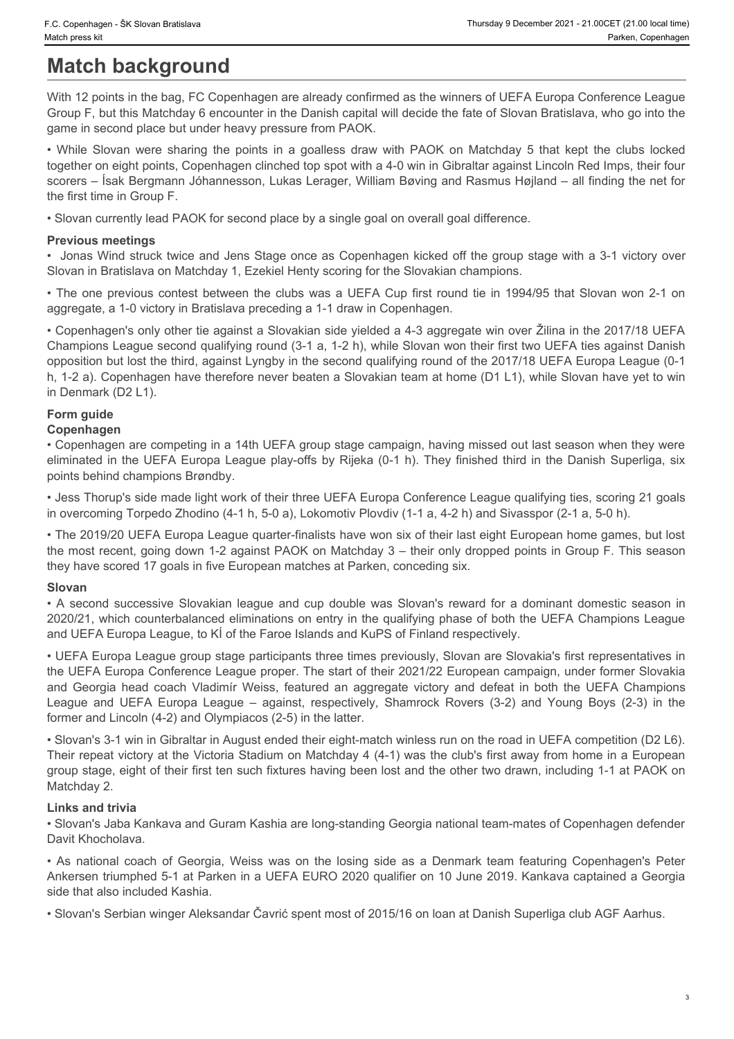# Match background

With 12 points in the bag, FC Copenhagen are already confirmed as the winners of UEFA Europa Conference League Group F, but this Matchday 6 encounter in the Danish capital will decide the fate of Slovan Bratislava, who go into the game in second place but under heavy pressure from PAOK.

• While Slovan were sharing the points in a goalless draw with PAOK on Matchday 5 that kept the clubs locked together on eight points, Copenhagen clinched top spot with a 4-0 win in Gibraltar against Lincoln Red Imps, their four scorers – Ísak Bergmann Jóhannesson, Lukas Lerager, William Bøving and Rasmus Højland – all finding the net for the first time in Group F.

• Slovan currently lead PAOK for second place by a single goal on overall goal difference.

### Previous meetings

• Jonas Wind struck twice and Jens Stage once as Copenhagen kicked off the group stage with a 3-1 victory over Slovan in Bratislava on Matchday 1, Ezekiel Henty scoring for the Slovakian champions.

• The one previous contest between the clubs was a UEFA Cup first round tie in 1994/95 that Slovan won 2-1 on aggregate, a 1-0 victory in Bratislava preceding a 1-1 draw in Copenhagen.

• Copenhagen's only other tie against a Slovakian side yielded a 4-3 aggregate win over Žilina in the 2017/18 UEFA Champions League second qualifying round (3-1 a, 1-2 h), while Slovan won their first two UEFA ties against Danish opposition but lost the third, against Lyngby in the second qualifying round of the 2017/18 UEFA Europa League (0-1 h, 1-2 a). Copenhagen have therefore never beaten a Slovakian team at home (D1 L1), while Slovan have yet to win in Denmark (D2 L1).

### Form guide

#### Copenhagen

• Copenhagen are competing in a 14th UEFA group stage campaign, having missed out last season when they were eliminated in the UEFA Europa League play-offs by Rijeka (0-1 h). They finished third in the Danish Superliga, six points behind champions Brøndby.

• Jess Thorup's side made light work of their three UEFA Europa Conference League qualifying ties, scoring 21 goals in overcoming Torpedo Zhodino (4-1 h, 5-0 a), Lokomotiv Plovdiv (1-1 a, 4-2 h) and Sivasspor (2-1 a, 5-0 h).

• The 2019/20 UEFA Europa League quarter-finalists have won six of their last eight European home games, but lost the most recent, going down 1-2 against PAOK on Matchday 3 – their only dropped points in Group F. This season they have scored 17 goals in five European matches at Parken, conceding six.

#### Slovan

• A second successive Slovakian league and cup double was Slovan's reward for a dominant domestic season in 2020/21, which counterbalanced eliminations on entry in the qualifying phase of both the UEFA Champions League and UEFA Europa League, to KÍ of the Faroe Islands and KuPS of Finland respectively.

• UEFA Europa League group stage participants three times previously, Slovan are Slovakia's first representatives in the UEFA Europa Conference League proper. The start of their 2021/22 European campaign, under former Slovakia and Georgia head coach Vladimír Weiss, featured an aggregate victory and defeat in both the UEFA Champions League and UEFA Europa League – against, respectively, Shamrock Rovers (3-2) and Young Boys (2-3) in the former and Lincoln (4-2) and Olympiacos (2-5) in the latter.

• Slovan's 3-1 win in Gibraltar in August ended their eight-match winless run on the road in UEFA competition (D2 L6). Their repeat victory at the Victoria Stadium on Matchday 4 (4-1) was the club's first away from home in a European group stage, eight of their first ten such fixtures having been lost and the other two drawn, including 1-1 at PAOK on Matchday 2.

### Links and trivia

• Slovan's Jaba Kankava and Guram Kashia are long-standing Georgia national team-mates of Copenhagen defender Davit Khocholava.

• As national coach of Georgia, Weiss was on the losing side as a Denmark team featuring Copenhagen's Peter Ankersen triumphed 5-1 at Parken in a UEFA EURO 2020 qualifier on 10 June 2019. Kankava captained a Georgia side that also included Kashia.

• Slovan's Serbian winger Aleksandar Čavrić spent most of 2015/16 on loan at Danish Superliga club AGF Aarhus.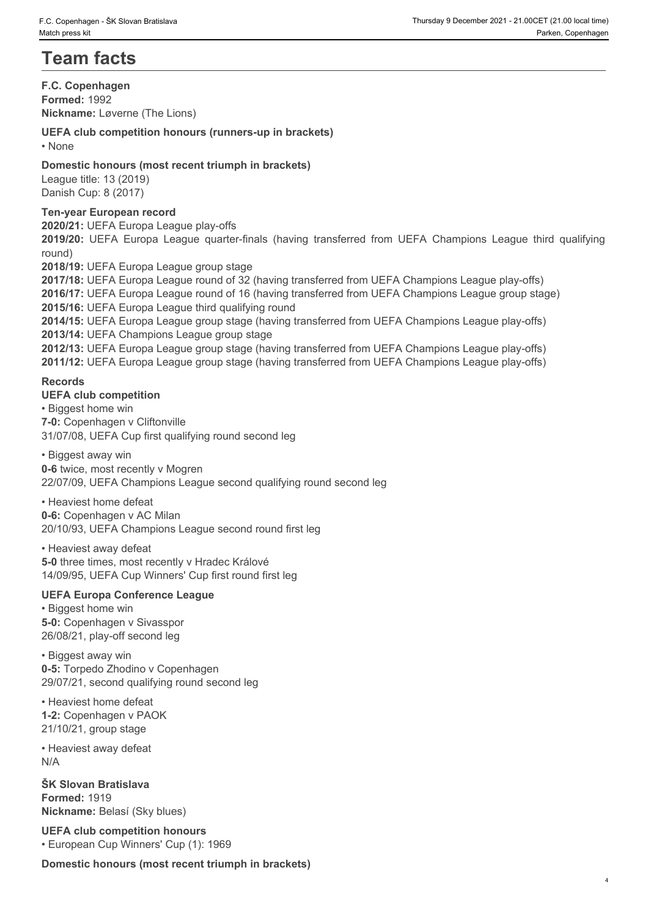# Team facts

**F.C. Copenhagen**
**Formed:** 1992
**Nickname:** Løverne (The Lions)

**UEFA club competition honours (runners-up in brackets)**

- None

**Domestic honours (most recent triumph in brackets)**
League title: 13 (2019)
Danish Cup: 8 (2017)

**Ten-year European record**
**2020/21:** UEFA Europa League play-offs
**2019/20:** UEFA Europa League quarter-finals (having transferred from UEFA Champions League third qualifying round)
**2018/19:** UEFA Europa League group stage
**2017/18:** UEFA Europa League round of 32 (having transferred from UEFA Champions League play-offs)
**2016/17:** UEFA Europa League round of 16 (having transferred from UEFA Champions League group stage)
**2015/16:** UEFA Europa League third qualifying round
**2014/15:** UEFA Europa League group stage (having transferred from UEFA Champions League play-offs)
**2013/14:** UEFA Champions League group stage
**2012/13:** UEFA Europa League group stage (having transferred from UEFA Champions League play-offs)
**2011/12:** UEFA Europa League group stage (having transferred from UEFA Champions League play-offs)

**Records**
**UEFA club competition**

- Biggest home win
**7-0:** Copenhagen v Cliftonville
31/07/08, UEFA Cup first qualifying round second leg

- Biggest away win
**0-6** twice, most recently v Mogren
22/07/09, UEFA Champions League second qualifying round second leg

- Heaviest home defeat
**0-6:** Copenhagen v AC Milan
20/10/93, UEFA Champions League second round first leg

- Heaviest away defeat
**5-0** three times, most recently v Hradec Králové
14/09/95, UEFA Cup Winners' Cup first round first leg

**UEFA Europa Conference League**

- Biggest home win
**5-0:** Copenhagen v Sivasspor
26/08/21, play-off second leg

- Biggest away win
**0-5:** Torpedo Zhodino v Copenhagen
29/07/21, second qualifying round second leg

- Heaviest home defeat
**1-2:** Copenhagen v PAOK
21/10/21, group stage

- Heaviest away defeat
N/A

**ŠK Slovan Bratislava**
**Formed:** 1919
**Nickname:** Belasí (Sky blues)

**UEFA club competition honours**

- European Cup Winners' Cup (1): 1969

**Domestic honours (most recent triumph in brackets)**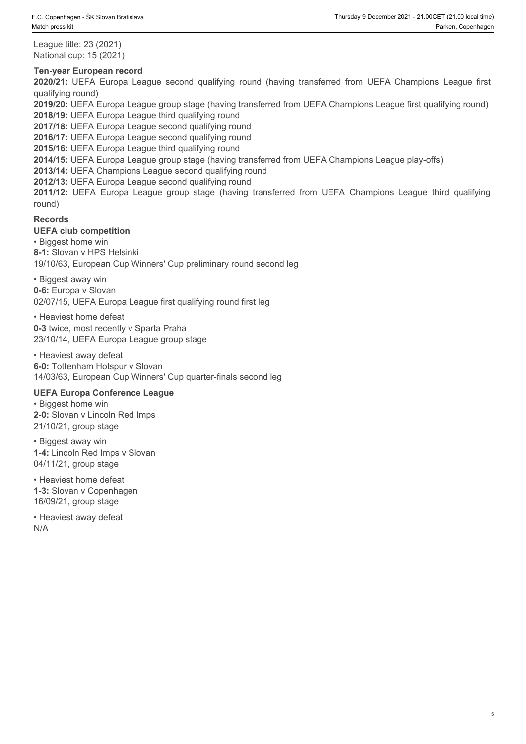League title: 23 (2021)
National cup: 15 (2021)

### Ten-year European record

**2020/21:** UEFA Europa League second qualifying round (having transferred from UEFA Champions League first qualifying round)
**2019/20:** UEFA Europa League group stage (having transferred from UEFA Champions League first qualifying round)
**2018/19:** UEFA Europa League third qualifying round
**2017/18:** UEFA Europa League second qualifying round
**2016/17:** UEFA Europa League second qualifying round
**2015/16:** UEFA Europa League third qualifying round
**2014/15:** UEFA Europa League group stage (having transferred from UEFA Champions League play-offs)
**2013/14:** UEFA Champions League second qualifying round
**2012/13:** UEFA Europa League second qualifying round
**2011/12:** UEFA Europa League group stage (having transferred from UEFA Champions League third qualifying round)

### Records

#### UEFA club competition

• Biggest home win
**8-1:** Slovan v HPS Helsinki
19/10/63, European Cup Winners' Cup preliminary round second leg

• Biggest away win
**0-6:** Europa v Slovan
02/07/15, UEFA Europa League first qualifying round first leg

• Heaviest home defeat
**0-3** twice, most recently v Sparta Praha
23/10/14, UEFA Europa League group stage

• Heaviest away defeat
**6-0:** Tottenham Hotspur v Slovan
14/03/63, European Cup Winners' Cup quarter-finals second leg

#### UEFA Europa Conference League

• Biggest home win
**2-0:** Slovan v Lincoln Red Imps
21/10/21, group stage

• Biggest away win
**1-4:** Lincoln Red Imps v Slovan
04/11/21, group stage

• Heaviest home defeat
**1-3:** Slovan v Copenhagen
16/09/21, group stage

• Heaviest away defeat
N/A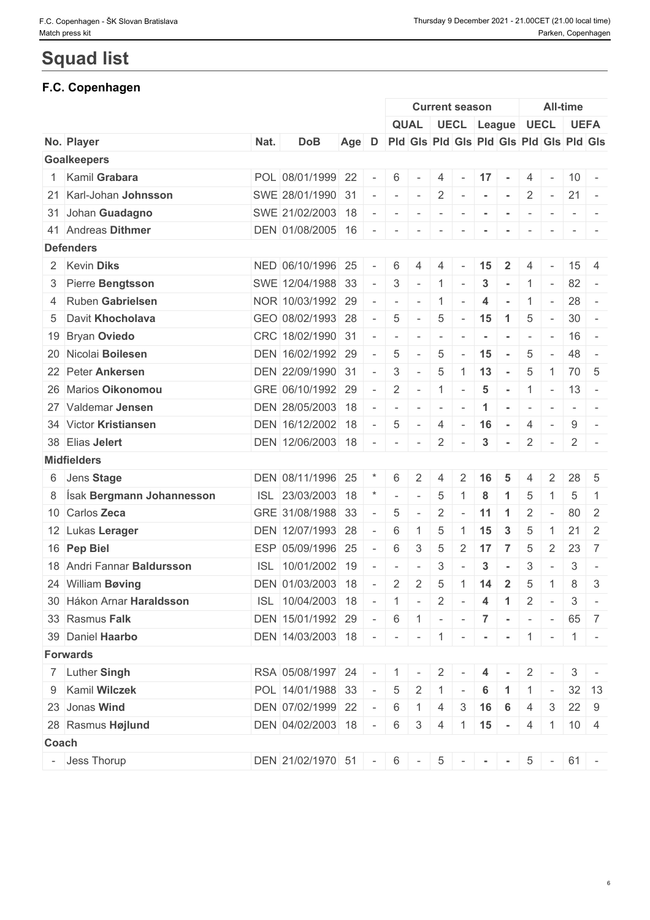# Squad list

## F.C. Copenhagen

| No. | Player | Nat. | DoB | Age | D | Current season | | | | | | All-time | | | |
|---|---|---|---|---|---|---|---|---|---|---|---|---|---|---|---|
| | | | | | | QUAL | | UECL | | League | | UECL | | UEFA | |
| | | | | | | Pld | Gls | Pld | Gls | Pld | Gls | Pld | Gls | Pld | Gls |
| **Goalkeepers** | | | | | | | | | | | | | | | |
| 1 | Kamil **Grabara** | POL | 08/01/1999 | 22 | - | 6 | - | 4 | - | **17** | **-** | 4 | - | 10 | - |
| 21 | Karl-Johan **Johnsson** | SWE | 28/01/1990 | 31 | - | - | - | 2 | - | **-** | **-** | 2 | - | 21 | - |
| 31 | Johan **Guadagno** | SWE | 21/02/2003 | 18 | - | - | - | - | - | **-** | **-** | - | - | - | - |
| 41 | Andreas **Dithmer** | DEN | 01/08/2005 | 16 | - | - | - | - | - | **-** | **-** | - | - | - | - |
| **Defenders** | | | | | | | | | | | | | | | |
| 2 | Kevin **Diks** | NED | 06/10/1996 | 25 | - | 6 | 4 | 4 | - | **15** | **2** | 4 | - | 15 | 4 |
| 3 | Pierre **Bengtsson** | SWE | 12/04/1988 | 33 | - | 3 | - | 1 | - | **3** | **-** | 1 | - | 82 | - |
| 4 | Ruben **Gabrielsen** | NOR | 10/03/1992 | 29 | - | - | - | 1 | - | **4** | **-** | 1 | - | 28 | - |
| 5 | Davit **Khocholava** | GEO | 08/02/1993 | 28 | - | 5 | - | 5 | - | **15** | **1** | 5 | - | 30 | - |
| 19 | Bryan **Oviedo** | CRC | 18/02/1990 | 31 | - | - | - | - | - | **-** | **-** | - | - | 16 | - |
| 20 | Nicolai **Boilesen** | DEN | 16/02/1992 | 29 | - | 5 | - | 5 | - | **15** | **-** | 5 | - | 48 | - |
| 22 | Peter **Ankersen** | DEN | 22/09/1990 | 31 | - | 3 | - | 5 | 1 | **13** | **-** | 5 | 1 | 70 | 5 |
| 26 | Marios **Oikonomou** | GRE | 06/10/1992 | 29 | - | 2 | - | 1 | - | **5** | **-** | 1 | - | 13 | - |
| 27 | Valdemar **Jensen** | DEN | 28/05/2003 | 18 | - | - | - | - | - | **1** | **-** | - | - | - | - |
| 34 | Victor **Kristiansen** | DEN | 16/12/2002 | 18 | - | 5 | - | 4 | - | **16** | **-** | 4 | - | 9 | - |
| 38 | Elias **Jelert** | DEN | 12/06/2003 | 18 | - | - | - | 2 | - | **3** | **-** | 2 | - | 2 | - |
| **Midfielders** | | | | | | | | | | | | | | | |
| 6 | Jens **Stage** | DEN | 08/11/1996 | 25 | * | 6 | 2 | 4 | 2 | **16** | **5** | 4 | 2 | 28 | 5 |
| 8 | Ísak **Bergmann Johannesson** | ISL | 23/03/2003 | 18 | * | - | - | 5 | 1 | **8** | **1** | 5 | 1 | 5 | 1 |
| 10 | Carlos **Zeca** | GRE | 31/08/1988 | 33 | - | 5 | - | 2 | - | **11** | **1** | 2 | - | 80 | 2 |
| 12 | Lukas **Lerager** | DEN | 12/07/1993 | 28 | - | 6 | 1 | 5 | 1 | **15** | **3** | 5 | 1 | 21 | 2 |
| 16 | **Pep Biel** | ESP | 05/09/1996 | 25 | - | 6 | 3 | 5 | 2 | **17** | **7** | 5 | 2 | 23 | 7 |
| 18 | Andri Fannar **Baldursson** | ISL | 10/01/2002 | 19 | - | - | - | 3 | - | **3** | **-** | 3 | - | 3 | - |
| 24 | William **Bøving** | DEN | 01/03/2003 | 18 | - | 2 | 2 | 5 | 1 | **14** | **2** | 5 | 1 | 8 | 3 |
| 30 | Hákon Arnar **Haraldsson** | ISL | 10/04/2003 | 18 | - | 1 | - | 2 | - | **4** | **1** | 2 | - | 3 | - |
| 33 | Rasmus **Falk** | DEN | 15/01/1992 | 29 | - | 6 | 1 | - | - | **7** | **-** | - | - | 65 | 7 |
| 39 | Daniel **Haarbo** | DEN | 14/03/2003 | 18 | - | - | - | 1 | - | **-** | **-** | 1 | - | 1 | - |
| **Forwards** | | | | | | | | | | | | | | | |
| 7 | Luther **Singh** | RSA | 05/08/1997 | 24 | - | 1 | - | 2 | - | **4** | **-** | 2 | - | 3 | - |
| 9 | Kamil **Wilczek** | POL | 14/01/1988 | 33 | - | 5 | 2 | 1 | - | **6** | **1** | 1 | - | 32 | 13 |
| 23 | Jonas **Wind** | DEN | 07/02/1999 | 22 | - | 6 | 1 | 4 | 3 | **16** | **6** | 4 | 3 | 22 | 9 |
| 28 | Rasmus **Højlund** | DEN | 04/02/2003 | 18 | - | 6 | 3 | 4 | 1 | **15** | **-** | 4 | 1 | 10 | 4 |
| **Coach** | | | | | | | | | | | | | | | |
| - | Jess Thorup | DEN | 21/02/1970 | 51 | - | 6 | - | 5 | - | **-** | **-** | 5 | - | 61 | - |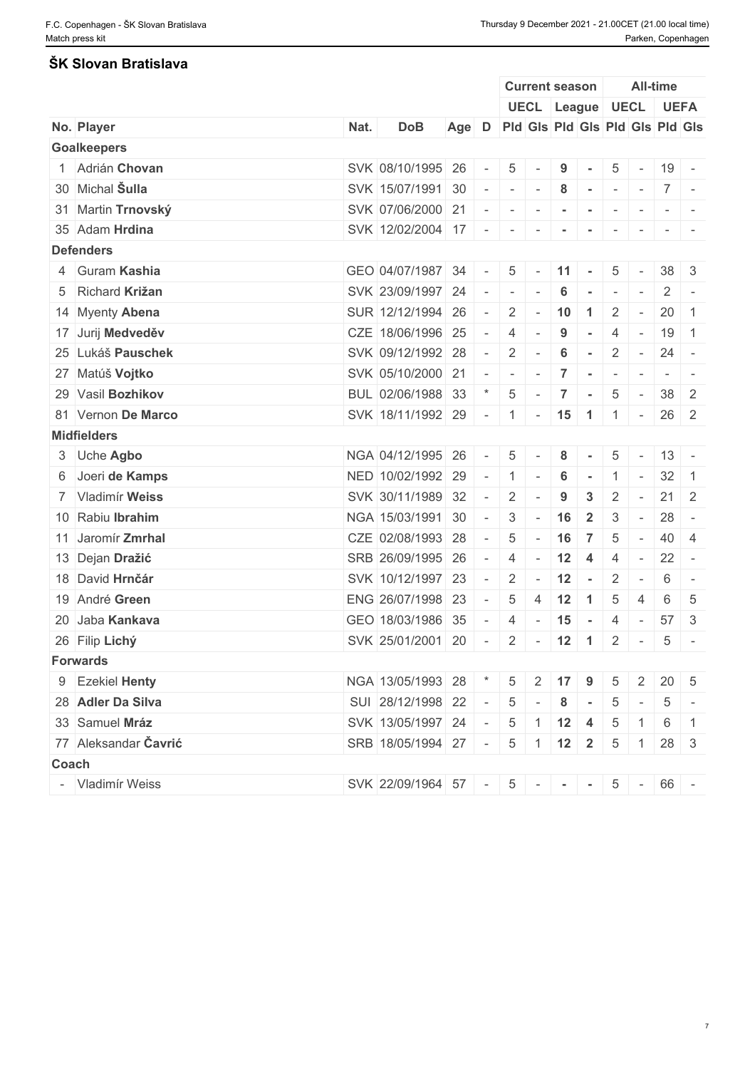## ŠK Slovan Bratislava

| | | | | | Current season | | | | All-time | | | |
|---|---|---|---|---|---|---|---|---|---|---|---|---|
| | | | | | UECL | | League | | UECL | | UEFA | |
| No. Player | Nat. | DoB | Age | D | Pld | Gls | Pld | Gls | Pld | Gls | Pld | Gls |
| **Goalkeepers** | | | | | | | | | | | | |
| 1 Adrián **Chovan** | SVK | 08/10/1995 | 26 | - | 5 | - | **9** | **-** | 5 | - | 19 | - |
| 30 Michal **Šulla** | SVK | 15/07/1991 | 30 | - | - | - | **8** | **-** | - | - | 7 | - |
| 31 Martin **Trnovský** | SVK | 07/06/2000 | 21 | - | - | - | **-** | **-** | - | - | - | - |
| 35 Adam **Hrdina** | SVK | 12/02/2004 | 17 | - | - | - | **-** | **-** | - | - | - | - |
| **Defenders** | | | | | | | | | | | | |
| 4 Guram **Kashia** | GEO | 04/07/1987 | 34 | - | 5 | - | **11** | **-** | 5 | - | 38 | 3 |
| 5 Richard **Križan** | SVK | 23/09/1997 | 24 | - | - | - | **6** | **-** | - | - | 2 | - |
| 14 Myenty **Abena** | SUR | 12/12/1994 | 26 | - | 2 | - | **10** | **1** | 2 | - | 20 | 1 |
| 17 Jurij **Medveděv** | CZE | 18/06/1996 | 25 | - | 4 | - | **9** | **-** | 4 | - | 19 | 1 |
| 25 Lukáš **Pauschek** | SVK | 09/12/1992 | 28 | - | 2 | - | **6** | **-** | 2 | - | 24 | - |
| 27 Matúš **Vojtko** | SVK | 05/10/2000 | 21 | - | - | - | **7** | **-** | - | - | - | - |
| 29 Vasil **Bozhikov** | BUL | 02/06/1988 | 33 | * | 5 | - | **7** | **-** | 5 | - | 38 | 2 |
| 81 Vernon **De Marco** | SVK | 18/11/1992 | 29 | - | 1 | - | **15** | **1** | 1 | - | 26 | 2 |
| **Midfielders** | | | | | | | | | | | | |
| 3 Uche **Agbo** | NGA | 04/12/1995 | 26 | - | 5 | - | **8** | **-** | 5 | - | 13 | - |
| 6 Joeri **de Kamps** | NED | 10/02/1992 | 29 | - | 1 | - | **6** | **-** | 1 | - | 32 | 1 |
| 7 Vladimír **Weiss** | SVK | 30/11/1989 | 32 | - | 2 | - | **9** | **3** | 2 | - | 21 | 2 |
| 10 Rabiu **Ibrahim** | NGA | 15/03/1991 | 30 | - | 3 | - | **16** | **2** | 3 | - | 28 | - |
| 11 Jaromír **Zmrhal** | CZE | 02/08/1993 | 28 | - | 5 | - | **16** | **7** | 5 | - | 40 | 4 |
| 13 Dejan **Dražić** | SRB | 26/09/1995 | 26 | - | 4 | - | **12** | **4** | 4 | - | 22 | - |
| 18 David **Hrnčár** | SVK | 10/12/1997 | 23 | - | 2 | - | **12** | **-** | 2 | - | 6 | - |
| 19 André **Green** | ENG | 26/07/1998 | 23 | - | 5 | 4 | **12** | **1** | 5 | 4 | 6 | 5 |
| 20 Jaba **Kankava** | GEO | 18/03/1986 | 35 | - | 4 | - | **15** | **-** | 4 | - | 57 | 3 |
| 26 Filip **Lichý** | SVK | 25/01/2001 | 20 | - | 2 | - | **12** | **1** | 2 | - | 5 | - |
| **Forwards** | | | | | | | | | | | | |
| 9 Ezekiel **Henty** | NGA | 13/05/1993 | 28 | * | 5 | 2 | **17** | **9** | 5 | 2 | 20 | 5 |
| 28 **Adler Da Silva** | SUI | 28/12/1998 | 22 | - | 5 | - | **8** | **-** | 5 | - | 5 | - |
| 33 Samuel **Mráz** | SVK | 13/05/1997 | 24 | - | 5 | 1 | **12** | **4** | 5 | 1 | 6 | 1 |
| 77 Aleksandar **Čavrić** | SRB | 18/05/1994 | 27 | - | 5 | 1 | **12** | **2** | 5 | 1 | 28 | 3 |
| **Coach** | | | | | | | | | | | | |
| - Vladimír Weiss | SVK | 22/09/1964 | 57 | - | 5 | - | **-** | **-** | 5 | - | 66 | - |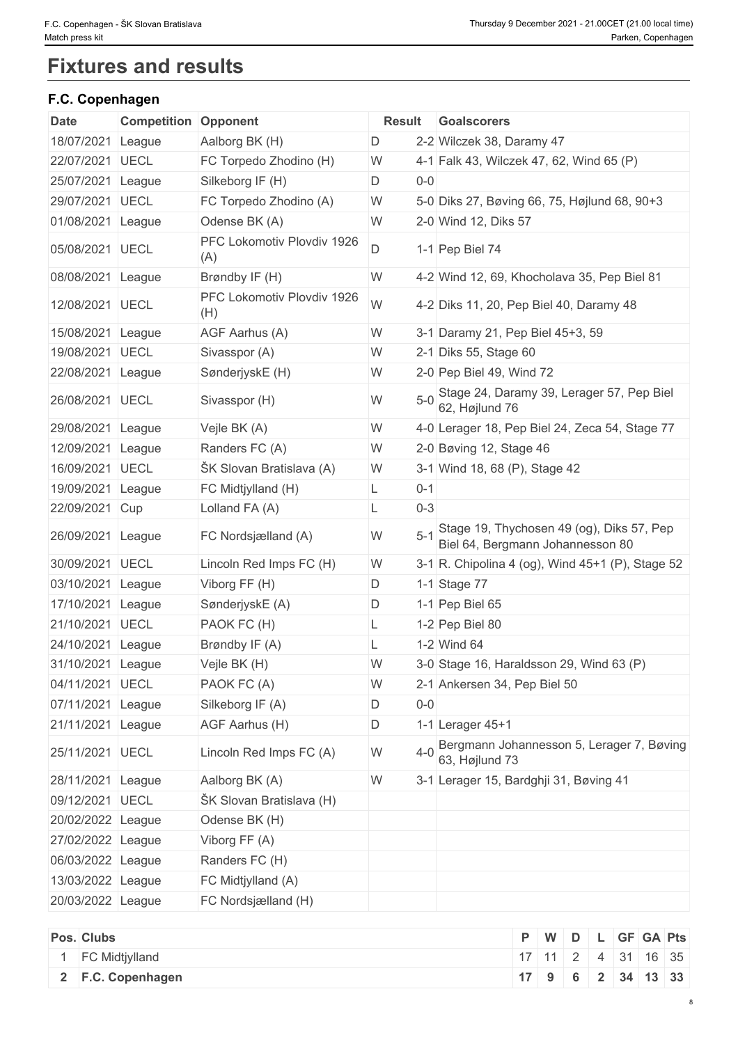# Fixtures and results

## F.C. Copenhagen

| Date | Competition | Opponent | Result | | Goalscorers |
|---|---|---|---|---|---|
| 18/07/2021 | League | Aalborg BK (H) | D | 2-2 | Wilczek 38, Daramy 47 |
| 22/07/2021 | UECL | FC Torpedo Zhodino (H) | W | 4-1 | Falk 43, Wilczek 47, 62, Wind 65 (P) |
| 25/07/2021 | League | Silkeborg IF (H) | D | 0-0 | |
| 29/07/2021 | UECL | FC Torpedo Zhodino (A) | W | 5-0 | Diks 27, Bøving 66, 75, Højlund 68, 90+3 |
| 01/08/2021 | League | Odense BK (A) | W | 2-0 | Wind 12, Diks 57 |
| 05/08/2021 | UECL | PFC Lokomotiv Plovdiv 1926 (A) | D | 1-1 | Pep Biel 74 |
| 08/08/2021 | League | Brøndby IF (H) | W | 4-2 | Wind 12, 69, Khocholava 35, Pep Biel 81 |
| 12/08/2021 | UECL | PFC Lokomotiv Plovdiv 1926 (H) | W | 4-2 | Diks 11, 20, Pep Biel 40, Daramy 48 |
| 15/08/2021 | League | AGF Aarhus (A) | W | 3-1 | Daramy 21, Pep Biel 45+3, 59 |
| 19/08/2021 | UECL | Sivasspor (A) | W | 2-1 | Diks 55, Stage 60 |
| 22/08/2021 | League | SønderjyskE (H) | W | 2-0 | Pep Biel 49, Wind 72 |
| 26/08/2021 | UECL | Sivasspor (H) | W | 5-0 | Stage 24, Daramy 39, Lerager 57, Pep Biel 62, Højlund 76 |
| 29/08/2021 | League | Vejle BK (A) | W | 4-0 | Lerager 18, Pep Biel 24, Zeca 54, Stage 77 |
| 12/09/2021 | League | Randers FC (A) | W | 2-0 | Bøving 12, Stage 46 |
| 16/09/2021 | UECL | ŠK Slovan Bratislava (A) | W | 3-1 | Wind 18, 68 (P), Stage 42 |
| 19/09/2021 | League | FC Midtjylland (H) | L | 0-1 | |
| 22/09/2021 | Cup | Lolland FA (A) | L | 0-3 | |
| 26/09/2021 | League | FC Nordsjælland (A) | W | 5-1 | Stage 19, Thychosen 49 (og), Diks 57, Pep Biel 64, Bergmann Johannesson 80 |
| 30/09/2021 | UECL | Lincoln Red Imps FC (H) | W | 3-1 | R. Chipolina 4 (og), Wind 45+1 (P), Stage 52 |
| 03/10/2021 | League | Viborg FF (H) | D | 1-1 | Stage 77 |
| 17/10/2021 | League | SønderjyskE (A) | D | 1-1 | Pep Biel 65 |
| 21/10/2021 | UECL | PAOK FC (H) | L | 1-2 | Pep Biel 80 |
| 24/10/2021 | League | Brøndby IF (A) | L | 1-2 | Wind 64 |
| 31/10/2021 | League | Vejle BK (H) | W | 3-0 | Stage 16, Haraldsson 29, Wind 63 (P) |
| 04/11/2021 | UECL | PAOK FC (A) | W | 2-1 | Ankersen 34, Pep Biel 50 |
| 07/11/2021 | League | Silkeborg IF (A) | D | 0-0 | |
| 21/11/2021 | League | AGF Aarhus (H) | D | 1-1 | Lerager 45+1 |
| 25/11/2021 | UECL | Lincoln Red Imps FC (A) | W | 4-0 | Bergmann Johannesson 5, Lerager 7, Bøving 63, Højlund 73 |
| 28/11/2021 | League | Aalborg BK (A) | W | 3-1 | Lerager 15, Bardghji 31, Bøving 41 |
| 09/12/2021 | UECL | ŠK Slovan Bratislava (H) | | | |
| 20/02/2022 | League | Odense BK (H) | | | |
| 27/02/2022 | League | Viborg FF (A) | | | |
| 06/03/2022 | League | Randers FC (H) | | | |
| 13/03/2022 | League | FC Midtjylland (A) | | | |
| 20/03/2022 | League | FC Nordsjælland (H) | | | |

| Pos. | Clubs | P | W | D | L | GF | GA | Pts |
|---|---|---|---|---|---|---|---|---|
| 1 | FC Midtjylland | 17 | 11 | 2 | 4 | 31 | 16 | 35 |
| **2** | **F.C. Copenhagen** | **17** | **9** | **6** | **2** | **34** | **13** | **33** |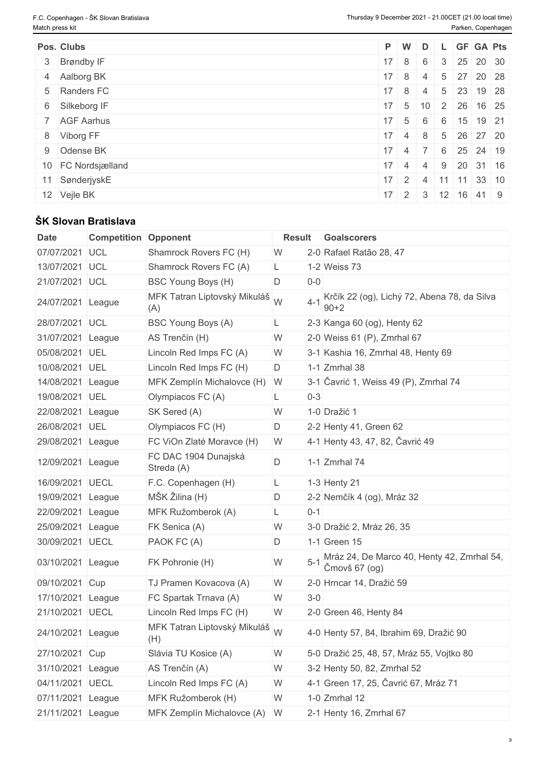| Pos. | Clubs | P | W | D | L | GF | GA | Pts |
|---|---|---|---|---|---|---|---|---|
| 3 | Brøndby IF | 17 | 8 | 6 | 3 | 25 | 20 | 30 |
| 4 | Aalborg BK | 17 | 8 | 4 | 5 | 27 | 20 | 28 |
| 5 | Randers FC | 17 | 8 | 4 | 5 | 23 | 19 | 28 |
| 6 | Silkeborg IF | 17 | 5 | 10 | 2 | 26 | 16 | 25 |
| 7 | AGF Aarhus | 17 | 5 | 6 | 6 | 15 | 19 | 21 |
| 8 | Viborg FF | 17 | 4 | 8 | 5 | 26 | 27 | 20 |
| 9 | Odense BK | 17 | 4 | 7 | 6 | 25 | 24 | 19 |
| 10 | FC Nordsjælland | 17 | 4 | 4 | 9 | 20 | 31 | 16 |
| 11 | SønderjyskE | 17 | 2 | 4 | 11 | 11 | 33 | 10 |
| 12 | Vejle BK | 17 | 2 | 3 | 12 | 16 | 41 | 9 |

## ŠK Slovan Bratislava

| Date | Competition | Opponent | Result | | Goalscorers |
|---|---|---|---|---|---|
| 07/07/2021 | UCL | Shamrock Rovers FC (H) | W | 2-0 | Rafael Ratão 28, 47 |
| 13/07/2021 | UCL | Shamrock Rovers FC (A) | L | 1-2 | Weiss 73 |
| 21/07/2021 | UCL | BSC Young Boys (H) | D | 0-0 | |
| 24/07/2021 | League | MFK Tatran Liptovský Mikuláš (A) | W | 4-1 | Krčík 22 (og), Lichý 72, Abena 78, da Silva 90+2 |
| 28/07/2021 | UCL | BSC Young Boys (A) | L | 2-3 | Kanga 60 (og), Henty 62 |
| 31/07/2021 | League | AS Trenčín (H) | W | 2-0 | Weiss 61 (P), Zmrhal 67 |
| 05/08/2021 | UEL | Lincoln Red Imps FC (A) | W | 3-1 | Kashia 16, Zmrhal 48, Henty 69 |
| 10/08/2021 | UEL | Lincoln Red Imps FC (H) | D | 1-1 | Zmrhal 38 |
| 14/08/2021 | League | MFK Zemplín Michalovce (H) | W | 3-1 | Čavrić 1, Weiss 49 (P), Zmrhal 74 |
| 19/08/2021 | UEL | Olympiacos FC (A) | L | 0-3 | |
| 22/08/2021 | League | SK Sered (A) | W | 1-0 | Dražić 1 |
| 26/08/2021 | UEL | Olympiacos FC (H) | D | 2-2 | Henty 41, Green 62 |
| 29/08/2021 | League | FC ViOn Zlaté Moravce (H) | W | 4-1 | Henty 43, 47, 82, Čavrić 49 |
| 12/09/2021 | League | FC DAC 1904 Dunajská Streda (A) | D | 1-1 | Zmrhal 74 |
| 16/09/2021 | UECL | F.C. Copenhagen (H) | L | 1-3 | Henty 21 |
| 19/09/2021 | League | MŠK Žilina (H) | D | 2-2 | Nemčík 4 (og), Mráz 32 |
| 22/09/2021 | League | MFK Ružomberok (A) | L | 0-1 | |
| 25/09/2021 | League | FK Senica (A) | W | 3-0 | Dražić 2, Mráz 26, 35 |
| 30/09/2021 | UECL | PAOK FC (A) | D | 1-1 | Green 15 |
| 03/10/2021 | League | FK Pohronie (H) | W | 5-1 | Mráz 24, De Marco 40, Henty 42, Zmrhal 54, Čmovš 67 (og) |
| 09/10/2021 | Cup | TJ Pramen Kovacova (A) | W | 2-0 | Hrncar 14, Dražić 59 |
| 17/10/2021 | League | FC Spartak Trnava (A) | W | 3-0 | |
| 21/10/2021 | UECL | Lincoln Red Imps FC (H) | W | 2-0 | Green 46, Henty 84 |
| 24/10/2021 | League | MFK Tatran Liptovský Mikuláš (H) | W | 4-0 | Henty 57, 84, Ibrahim 69, Dražić 90 |
| 27/10/2021 | Cup | Slávia TU Kosice (A) | W | 5-0 | Dražić 25, 48, 57, Mráz 55, Vojtko 80 |
| 31/10/2021 | League | AS Trenčín (A) | W | 3-2 | Henty 50, 82, Zmrhal 52 |
| 04/11/2021 | UECL | Lincoln Red Imps FC (A) | W | 4-1 | Green 17, 25, Čavrić 67, Mráz 71 |
| 07/11/2021 | League | MFK Ružomberok (H) | W | 1-0 | Zmrhal 12 |
| 21/11/2021 | League | MFK Zemplín Michalovce (A) | W | 2-1 | Henty 16, Zmrhal 67 |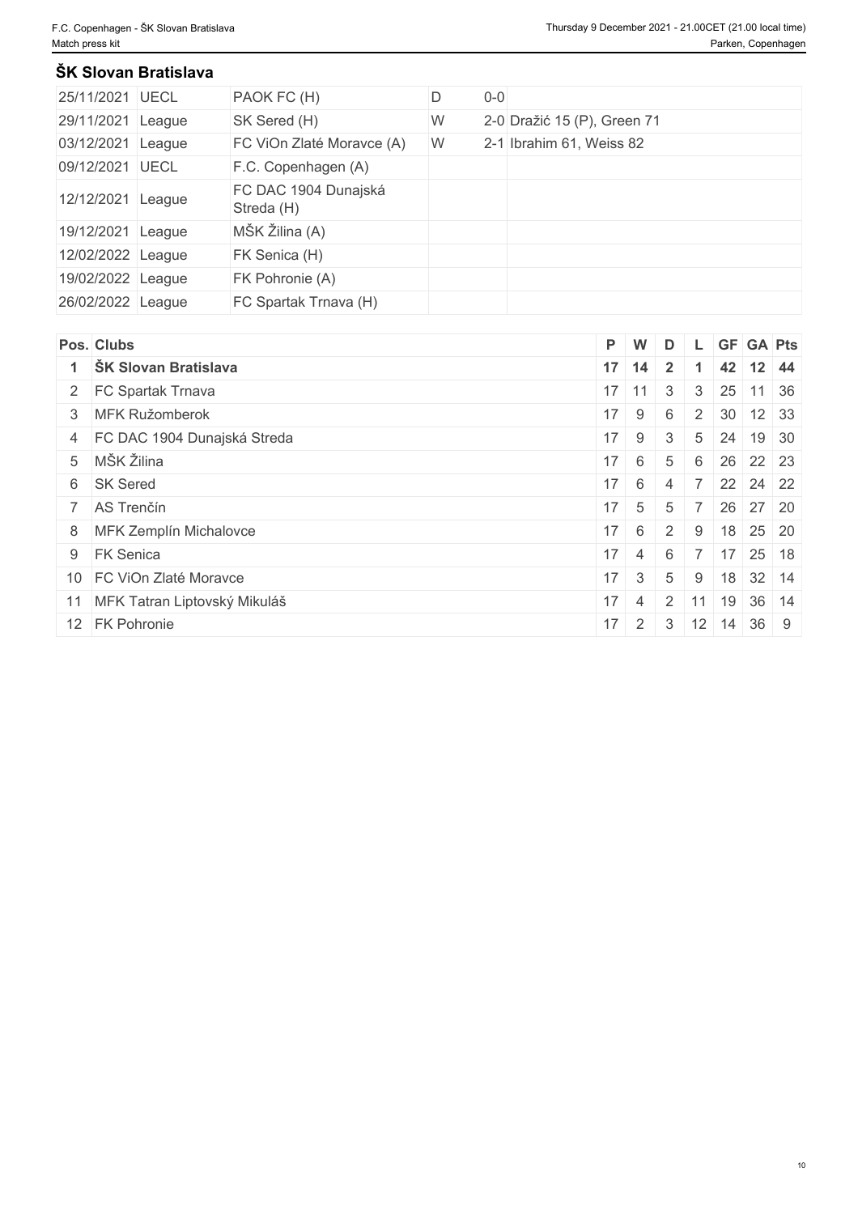## ŠK Slovan Bratislava

| | | | | |
|---|---|---|---|---|
| 25/11/2021 | UECL | PAOK FC (H) | D | 0-0 |
| 29/11/2021 | League | SK Sered (H) | W | 2-0 Dražić 15 (P), Green 71 |
| 03/12/2021 | League | FC ViOn Zlaté Moravce (A) | W | 2-1 Ibrahim 61, Weiss 82 |
| 09/12/2021 | UECL | F.C. Copenhagen (A) | | |
| 12/12/2021 | League | FC DAC 1904 Dunajská Streda (H) | | |
| 19/12/2021 | League | MŠK Žilina (A) | | |
| 12/02/2022 | League | FK Senica (H) | | |
| 19/02/2022 | League | FK Pohronie (A) | | |
| 26/02/2022 | League | FC Spartak Trnava (H) | | |

| Pos. | Clubs | P | W | D | L | GF | GA | Pts |
|---|---|---|---|---|---|---|---|---|
| **1** | **ŠK Slovan Bratislava** | **17** | **14** | **2** | **1** | **42** | **12** | **44** |
| 2 | FC Spartak Trnava | 17 | 11 | 3 | 3 | 25 | 11 | 36 |
| 3 | MFK Ružomberok | 17 | 9 | 6 | 2 | 30 | 12 | 33 |
| 4 | FC DAC 1904 Dunajská Streda | 17 | 9 | 3 | 5 | 24 | 19 | 30 |
| 5 | MŠK Žilina | 17 | 6 | 5 | 6 | 26 | 22 | 23 |
| 6 | SK Sered | 17 | 6 | 4 | 7 | 22 | 24 | 22 |
| 7 | AS Trenčín | 17 | 5 | 5 | 7 | 26 | 27 | 20 |
| 8 | MFK Zemplín Michalovce | 17 | 6 | 2 | 9 | 18 | 25 | 20 |
| 9 | FK Senica | 17 | 4 | 6 | 7 | 17 | 25 | 18 |
| 10 | FC ViOn Zlaté Moravce | 17 | 3 | 5 | 9 | 18 | 32 | 14 |
| 11 | MFK Tatran Liptovský Mikuláš | 17 | 4 | 2 | 11 | 19 | 36 | 14 |
| 12 | FK Pohronie | 17 | 2 | 3 | 12 | 14 | 36 | 9 |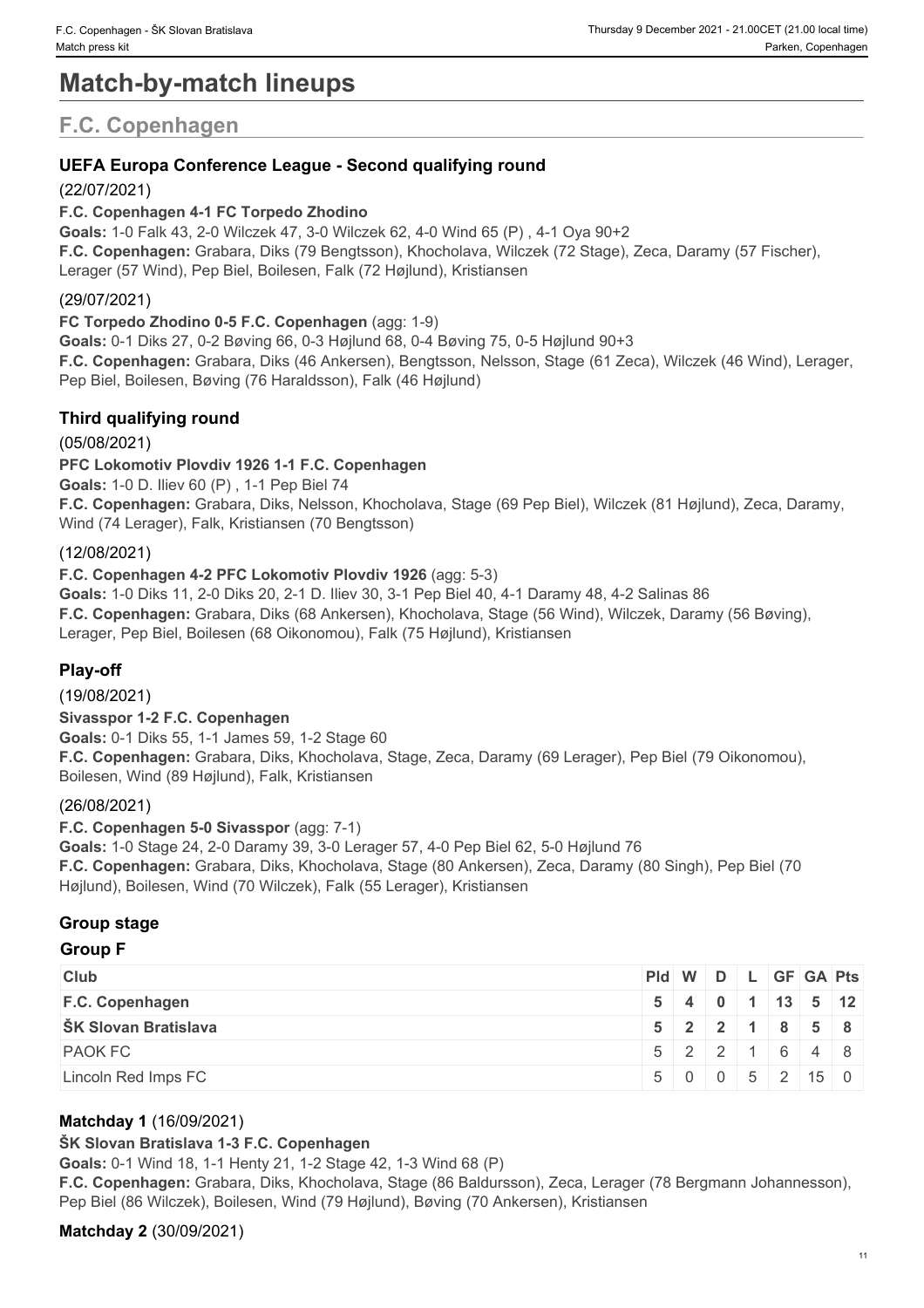# Match-by-match lineups

## F.C. Copenhagen

### UEFA Europa Conference League - Second qualifying round

(22/07/2021)

**F.C. Copenhagen 4-1 FC Torpedo Zhodino**

**Goals:** 1-0 Falk 43, 2-0 Wilczek 47, 3-0 Wilczek 62, 4-0 Wind 65 (P) , 4-1 Oya 90+2

**F.C. Copenhagen:** Grabara, Diks (79 Bengtsson), Khocholava, Wilczek (72 Stage), Zeca, Daramy (57 Fischer), Lerager (57 Wind), Pep Biel, Boilesen, Falk (72 Højlund), Kristiansen

(29/07/2021)

**FC Torpedo Zhodino 0-5 F.C. Copenhagen** (agg: 1-9)

**Goals:** 0-1 Diks 27, 0-2 Bøving 66, 0-3 Højlund 68, 0-4 Bøving 75, 0-5 Højlund 90+3

**F.C. Copenhagen:** Grabara, Diks (46 Ankersen), Bengtsson, Nelsson, Stage (61 Zeca), Wilczek (46 Wind), Lerager, Pep Biel, Boilesen, Bøving (76 Haraldsson), Falk (46 Højlund)

### Third qualifying round

(05/08/2021)

**PFC Lokomotiv Plovdiv 1926 1-1 F.C. Copenhagen**

**Goals:** 1-0 D. Iliev 60 (P) , 1-1 Pep Biel 74

**F.C. Copenhagen:** Grabara, Diks, Nelsson, Khocholava, Stage (69 Pep Biel), Wilczek (81 Højlund), Zeca, Daramy, Wind (74 Lerager), Falk, Kristiansen (70 Bengtsson)

(12/08/2021)

**F.C. Copenhagen 4-2 PFC Lokomotiv Plovdiv 1926** (agg: 5-3)

**Goals:** 1-0 Diks 11, 2-0 Diks 20, 2-1 D. Iliev 30, 3-1 Pep Biel 40, 4-1 Daramy 48, 4-2 Salinas 86

**F.C. Copenhagen:** Grabara, Diks (68 Ankersen), Khocholava, Stage (56 Wind), Wilczek, Daramy (56 Bøving), Lerager, Pep Biel, Boilesen (68 Oikonomou), Falk (75 Højlund), Kristiansen

### Play-off

(19/08/2021)

**Sivasspor 1-2 F.C. Copenhagen**

**Goals:** 0-1 Diks 55, 1-1 James 59, 1-2 Stage 60

**F.C. Copenhagen:** Grabara, Diks, Khocholava, Stage, Zeca, Daramy (69 Lerager), Pep Biel (79 Oikonomou), Boilesen, Wind (89 Højlund), Falk, Kristiansen

(26/08/2021)

**F.C. Copenhagen 5-0 Sivasspor** (agg: 7-1)

**Goals:** 1-0 Stage 24, 2-0 Daramy 39, 3-0 Lerager 57, 4-0 Pep Biel 62, 5-0 Højlund 76

**F.C. Copenhagen:** Grabara, Diks, Khocholava, Stage (80 Ankersen), Zeca, Daramy (80 Singh), Pep Biel (70 Højlund), Boilesen, Wind (70 Wilczek), Falk (55 Lerager), Kristiansen

### Group stage

#### Group F

| Club | Pld | W | D | L | GF | GA | Pts |
|---|---|---|---|---|---|---|---|
| **F.C. Copenhagen** | **5** | **4** | **0** | **1** | **13** | **5** | **12** |
| **ŠK Slovan Bratislava** | **5** | **2** | **2** | **1** | **8** | **5** | **8** |
| PAOK FC | 5 | 2 | 2 | 1 | 6 | 4 | 8 |
| Lincoln Red Imps FC | 5 | 0 | 0 | 5 | 2 | 15 | 0 |

**Matchday 1** (16/09/2021)

**ŠK Slovan Bratislava 1-3 F.C. Copenhagen**

**Goals:** 0-1 Wind 18, 1-1 Henty 21, 1-2 Stage 42, 1-3 Wind 68 (P)

**F.C. Copenhagen:** Grabara, Diks, Khocholava, Stage (86 Baldursson), Zeca, Lerager (78 Bergmann Johannesson), Pep Biel (86 Wilczek), Boilesen, Wind (79 Højlund), Bøving (70 Ankersen), Kristiansen

**Matchday 2** (30/09/2021)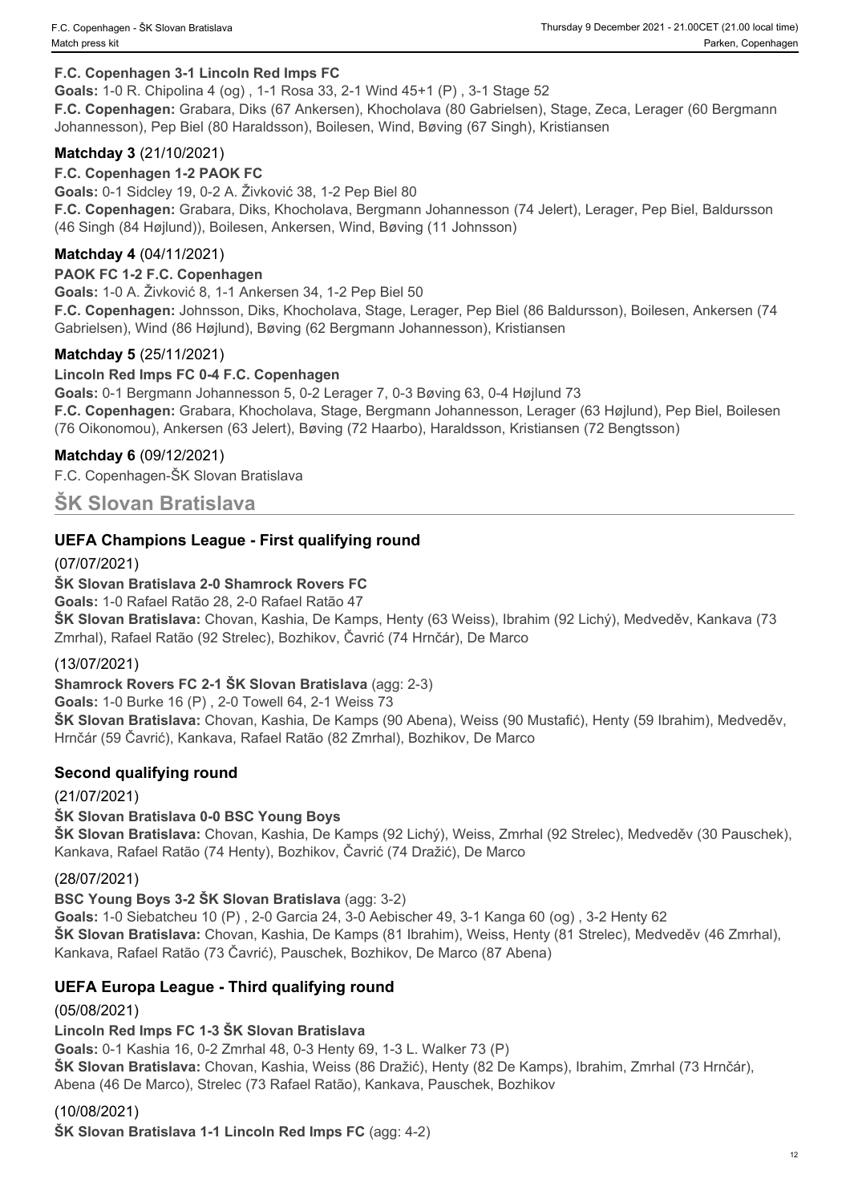**F.C. Copenhagen 3-1 Lincoln Red Imps FC**
**Goals:** 1-0 R. Chipolina 4 (og) , 1-1 Rosa 33, 2-1 Wind 45+1 (P) , 3-1 Stage 52
**F.C. Copenhagen:** Grabara, Diks (67 Ankersen), Khocholava (80 Gabrielsen), Stage, Zeca, Lerager (60 Bergmann Johannesson), Pep Biel (80 Haraldsson), Boilesen, Wind, Bøving (67 Singh), Kristiansen

### Matchday 3 (21/10/2021)

**F.C. Copenhagen 1-2 PAOK FC**
**Goals:** 0-1 Sidcley 19, 0-2 A. Živković 38, 1-2 Pep Biel 80
**F.C. Copenhagen:** Grabara, Diks, Khocholava, Bergmann Johannesson (74 Jelert), Lerager, Pep Biel, Baldursson (46 Singh (84 Højlund)), Boilesen, Ankersen, Wind, Bøving (11 Johnsson)

### Matchday 4 (04/11/2021)

**PAOK FC 1-2 F.C. Copenhagen**
**Goals:** 1-0 A. Živković 8, 1-1 Ankersen 34, 1-2 Pep Biel 50
**F.C. Copenhagen:** Johnsson, Diks, Khocholava, Stage, Lerager, Pep Biel (86 Baldursson), Boilesen, Ankersen (74 Gabrielsen), Wind (86 Højlund), Bøving (62 Bergmann Johannesson), Kristiansen

### Matchday 5 (25/11/2021)

**Lincoln Red Imps FC 0-4 F.C. Copenhagen**
**Goals:** 0-1 Bergmann Johannesson 5, 0-2 Lerager 7, 0-3 Bøving 63, 0-4 Højlund 73
**F.C. Copenhagen:** Grabara, Khocholava, Stage, Bergmann Johannesson, Lerager (63 Højlund), Pep Biel, Boilesen (76 Oikonomou), Ankersen (63 Jelert), Bøving (72 Haarbo), Haraldsson, Kristiansen (72 Bengtsson)

### Matchday 6 (09/12/2021)

F.C. Copenhagen-ŠK Slovan Bratislava

## ŠK Slovan Bratislava

### UEFA Champions League - First qualifying round

(07/07/2021)

**ŠK Slovan Bratislava 2-0 Shamrock Rovers FC**
**Goals:** 1-0 Rafael Ratão 28, 2-0 Rafael Ratão 47
**ŠK Slovan Bratislava:** Chovan, Kashia, De Kamps, Henty (63 Weiss), Ibrahim (92 Lichý), Medveděv, Kankava (73 Zmrhal), Rafael Ratão (92 Strelec), Bozhikov, Čavrić (74 Hrnčár), De Marco

(13/07/2021)

**Shamrock Rovers FC 2-1 ŠK Slovan Bratislava** (agg: 2-3)
**Goals:** 1-0 Burke 16 (P) , 2-0 Towell 64, 2-1 Weiss 73
**ŠK Slovan Bratislava:** Chovan, Kashia, De Kamps (90 Abena), Weiss (90 Mustafić), Henty (59 Ibrahim), Medveděv, Hrnčár (59 Čavrić), Kankava, Rafael Ratão (82 Zmrhal), Bozhikov, De Marco

### Second qualifying round

(21/07/2021)

**ŠK Slovan Bratislava 0-0 BSC Young Boys**
**ŠK Slovan Bratislava:** Chovan, Kashia, De Kamps (92 Lichý), Weiss, Zmrhal (92 Strelec), Medveděv (30 Pauschek), Kankava, Rafael Ratão (74 Henty), Bozhikov, Čavrić (74 Dražić), De Marco

(28/07/2021)

**BSC Young Boys 3-2 ŠK Slovan Bratislava** (agg: 3-2)
**Goals:** 1-0 Siebatcheu 10 (P) , 2-0 Garcia 24, 3-0 Aebischer 49, 3-1 Kanga 60 (og) , 3-2 Henty 62
**ŠK Slovan Bratislava:** Chovan, Kashia, De Kamps (81 Ibrahim), Weiss, Henty (81 Strelec), Medveděv (46 Zmrhal), Kankava, Rafael Ratão (73 Čavrić), Pauschek, Bozhikov, De Marco (87 Abena)

### UEFA Europa League - Third qualifying round

(05/08/2021)

**Lincoln Red Imps FC 1-3 ŠK Slovan Bratislava**
**Goals:** 0-1 Kashia 16, 0-2 Zmrhal 48, 0-3 Henty 69, 1-3 L. Walker 73 (P)
**ŠK Slovan Bratislava:** Chovan, Kashia, Weiss (86 Dražić), Henty (82 De Kamps), Ibrahim, Zmrhal (73 Hrnčár), Abena (46 De Marco), Strelec (73 Rafael Ratão), Kankava, Pauschek, Bozhikov

(10/08/2021)

**ŠK Slovan Bratislava 1-1 Lincoln Red Imps FC** (agg: 4-2)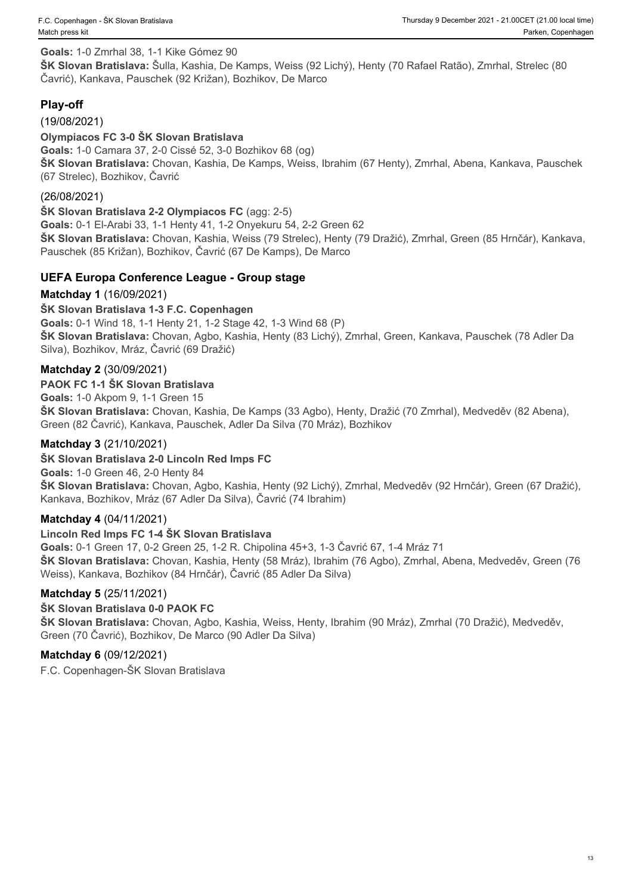**Goals:** 1-0 Zmrhal 38, 1-1 Kike Gómez 90
**ŠK Slovan Bratislava:** Šulla, Kashia, De Kamps, Weiss (92 Lichý), Henty (70 Rafael Ratão), Zmrhal, Strelec (80 Čavrić), Kankava, Pauschek (92 Križan), Bozhikov, De Marco

## Play-off

(19/08/2021)

**Olympiacos FC 3-0 ŠK Slovan Bratislava**
**Goals:** 1-0 Camara 37, 2-0 Cissé 52, 3-0 Bozhikov 68 (og)
**ŠK Slovan Bratislava:** Chovan, Kashia, De Kamps, Weiss, Ibrahim (67 Henty), Zmrhal, Abena, Kankava, Pauschek (67 Strelec), Bozhikov, Čavrić

(26/08/2021)

**ŠK Slovan Bratislava 2-2 Olympiacos FC** (agg: 2-5)
**Goals:** 0-1 El-Arabi 33, 1-1 Henty 41, 1-2 Onyekuru 54, 2-2 Green 62
**ŠK Slovan Bratislava:** Chovan, Kashia, Weiss (79 Strelec), Henty (79 Dražić), Zmrhal, Green (85 Hrnčár), Kankava, Pauschek (85 Križan), Bozhikov, Čavrić (67 De Kamps), De Marco

## UEFA Europa Conference League - Group stage

**Matchday 1** (16/09/2021)

**ŠK Slovan Bratislava 1-3 F.C. Copenhagen**
**Goals:** 0-1 Wind 18, 1-1 Henty 21, 1-2 Stage 42, 1-3 Wind 68 (P)
**ŠK Slovan Bratislava:** Chovan, Agbo, Kashia, Henty (83 Lichý), Zmrhal, Green, Kankava, Pauschek (78 Adler Da Silva), Bozhikov, Mráz, Čavrić (69 Dražić)

**Matchday 2** (30/09/2021)

**PAOK FC 1-1 ŠK Slovan Bratislava**
**Goals:** 1-0 Akpom 9, 1-1 Green 15
**ŠK Slovan Bratislava:** Chovan, Kashia, De Kamps (33 Agbo), Henty, Dražić (70 Zmrhal), Medveděv (82 Abena), Green (82 Čavrić), Kankava, Pauschek, Adler Da Silva (70 Mráz), Bozhikov

**Matchday 3** (21/10/2021)

**ŠK Slovan Bratislava 2-0 Lincoln Red Imps FC**
**Goals:** 1-0 Green 46, 2-0 Henty 84
**ŠK Slovan Bratislava:** Chovan, Agbo, Kashia, Henty (92 Lichý), Zmrhal, Medveděv (92 Hrnčár), Green (67 Dražić), Kankava, Bozhikov, Mráz (67 Adler Da Silva), Čavrić (74 Ibrahim)

**Matchday 4** (04/11/2021)

**Lincoln Red Imps FC 1-4 ŠK Slovan Bratislava**
**Goals:** 0-1 Green 17, 0-2 Green 25, 1-2 R. Chipolina 45+3, 1-3 Čavrić 67, 1-4 Mráz 71
**ŠK Slovan Bratislava:** Chovan, Kashia, Henty (58 Mráz), Ibrahim (76 Agbo), Zmrhal, Abena, Medveděv, Green (76 Weiss), Kankava, Bozhikov (84 Hrnčár), Čavrić (85 Adler Da Silva)

**Matchday 5** (25/11/2021)

**ŠK Slovan Bratislava 0-0 PAOK FC**
**ŠK Slovan Bratislava:** Chovan, Agbo, Kashia, Weiss, Henty, Ibrahim (90 Mráz), Zmrhal (70 Dražić), Medveděv, Green (70 Čavrić), Bozhikov, De Marco (90 Adler Da Silva)

**Matchday 6** (09/12/2021)

F.C. Copenhagen-ŠK Slovan Bratislava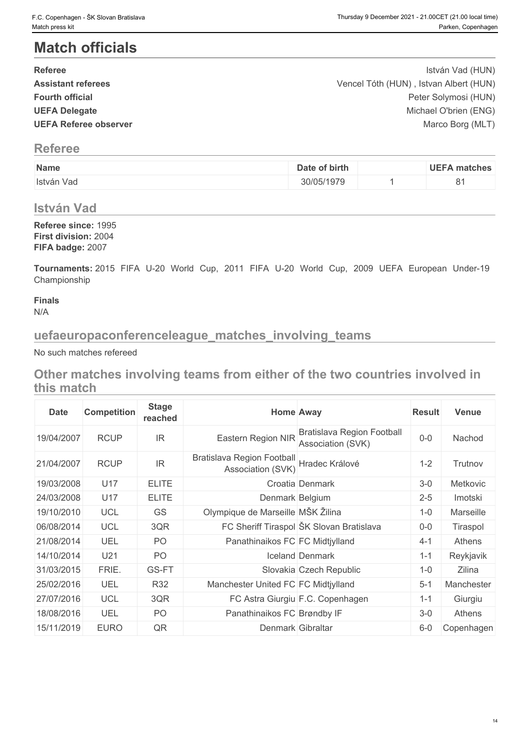# Match officials

| | |
|---|---|
| **Referee** | István Vad (HUN) |
| **Assistant referees** | Vencel Tóth (HUN) , Istvan Albert (HUN) |
| **Fourth official** | Peter Solymosi (HUN) |
| **UEFA Delegate** | Michael O'brien (ENG) |
| **UEFA Referee observer** | Marco Borg (MLT) |

## Referee

| Name | Date of birth | | UEFA matches |
|---|---|---|---|
| István Vad | 30/05/1979 | 1 | 81 |

## István Vad

**Referee since:** 1995
**First division:** 2004
**FIFA badge:** 2007

**Tournaments:** 2015 FIFA U-20 World Cup, 2011 FIFA U-20 World Cup, 2009 UEFA European Under-19 Championship

**Finals**
N/A

## uefaeuropaconferenceleague_matches_involving_teams

No such matches refereed

## Other matches involving teams from either of the two countries involved in this match

| Date | Competition | Stage reached | Home | Away | Result | Venue |
|---|---|---|---|---|---|---|
| 19/04/2007 | RCUP | IR | Eastern Region NIR | Bratislava Region Football Association (SVK) | 0-0 | Nachod |
| 21/04/2007 | RCUP | IR | Bratislava Region Football Association (SVK) | Hradec Králové | 1-2 | Trutnov |
| 19/03/2008 | U17 | ELITE | Croatia | Denmark | 3-0 | Metkovic |
| 24/03/2008 | U17 | ELITE | Denmark | Belgium | 2-5 | Imotski |
| 19/10/2010 | UCL | GS | Olympique de Marseille | MŠK Žilina | 1-0 | Marseille |
| 06/08/2014 | UCL | 3QR | FC Sheriff Tiraspol | ŠK Slovan Bratislava | 0-0 | Tiraspol |
| 21/08/2014 | UEL | PO | Panathinaikos FC | FC Midtjylland | 4-1 | Athens |
| 14/10/2014 | U21 | PO | Iceland | Denmark | 1-1 | Reykjavik |
| 31/03/2015 | FRIE. | GS-FT | Slovakia | Czech Republic | 1-0 | Zilina |
| 25/02/2016 | UEL | R32 | Manchester United FC | FC Midtjylland | 5-1 | Manchester |
| 27/07/2016 | UCL | 3QR | FC Astra Giurgiu | F.C. Copenhagen | 1-1 | Giurgiu |
| 18/08/2016 | UEL | PO | Panathinaikos FC | Brøndby IF | 3-0 | Athens |
| 15/11/2019 | EURO | QR | Denmark | Gibraltar | 6-0 | Copenhagen |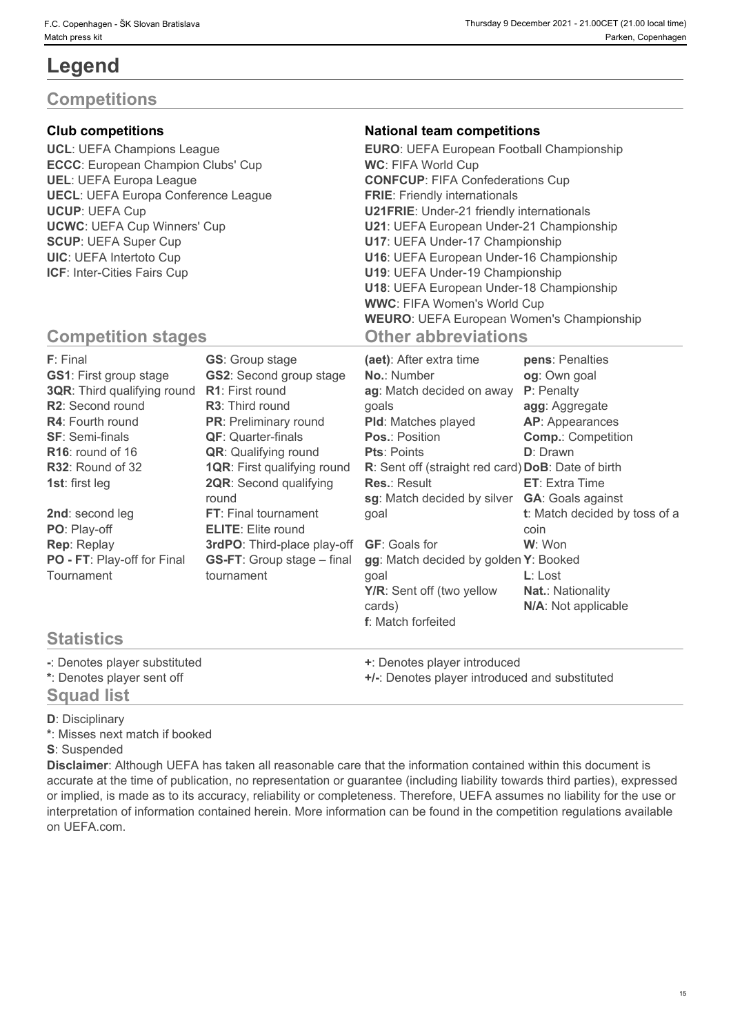# Legend

## Competitions

### Club competitions

**UCL**: UEFA Champions League
**ECCC**: European Champion Clubs' Cup
**UEL**: UEFA Europa League
**UECL**: UEFA Europa Conference League
**UCUP**: UEFA Cup
**UCWC**: UEFA Cup Winners' Cup
**SCUP**: UEFA Super Cup
**UIC**: UEFA Intertoto Cup
**ICF**: Inter-Cities Fairs Cup

### National team competitions

**EURO**: UEFA European Football Championship
**WC**: FIFA World Cup
**CONFCUP**: FIFA Confederations Cup
**FRIE**: Friendly internationals
**U21FRIE**: Under-21 friendly internationals
**U21**: UEFA European Under-21 Championship
**U17**: UEFA Under-17 Championship
**U16**: UEFA European Under-16 Championship
**U19**: UEFA Under-19 Championship
**U18**: UEFA European Under-18 Championship
**WWC**: FIFA Women's World Cup
**WEURO**: UEFA European Women's Championship

## Competition stages

**F**: Final
**GS**: Group stage
**GS1**: First group stage
**GS2**: Second group stage
**3QR**: Third qualifying round
**R1**: First round
**R2**: Second round
**R3**: Third round
**R4**: Fourth round
**PR**: Preliminary round
**SF**: Semi-finals
**QF**: Quarter-finals
**R16**: round of 16
**QR**: Qualifying round
**R32**: Round of 32
**1QR**: First qualifying round
**1st**: first leg
**2QR**: Second qualifying round
**2nd**: second leg
**FT**: Final tournament
**PO**: Play-off
**ELITE**: Elite round
**Rep**: Replay
**3rdPO**: Third-place play-off
**PO - FT**: Play-off for Final Tournament
**GS-FT**: Group stage – final tournament

## Other abbreviations

**(aet)**: After extra time
**pens**: Penalties
**No.**: Number
**og**: Own goal
**ag**: Match decided on away goals
**P**: Penalty
**agg**: Aggregate
**Pld**: Matches played
**AP**: Appearances
**Pos.**: Position
**Comp.**: Competition
**Pts**: Points
**D**: Drawn
**R**: Sent off (straight red card)
**DoB**: Date of birth
**Res.**: Result
**ET**: Extra Time
**sg**: Match decided by silver goal
**GA**: Goals against
**t**: Match decided by toss of a coin
**GF**: Goals for
**W**: Won
**gg**: Match decided by golden goal
**Y**: Booked
**L**: Lost
**Y/R**: Sent off (two yellow cards)
**Nat.**: Nationality
**N/A**: Not applicable
**f**: Match forfeited

## Statistics

**-**: Denotes player substituted
**+**: Denotes player introduced
**\***: Denotes player sent off
**+/-**: Denotes player introduced and substituted

## Squad list

**D**: Disciplinary
**\***: Misses next match if booked
**S**: Suspended

**Disclaimer**: Although UEFA has taken all reasonable care that the information contained within this document is accurate at the time of publication, no representation or guarantee (including liability towards third parties), expressed or implied, is made as to its accuracy, reliability or completeness. Therefore, UEFA assumes no liability for the use or interpretation of information contained herein. More information can be found in the competition regulations available on UEFA.com.